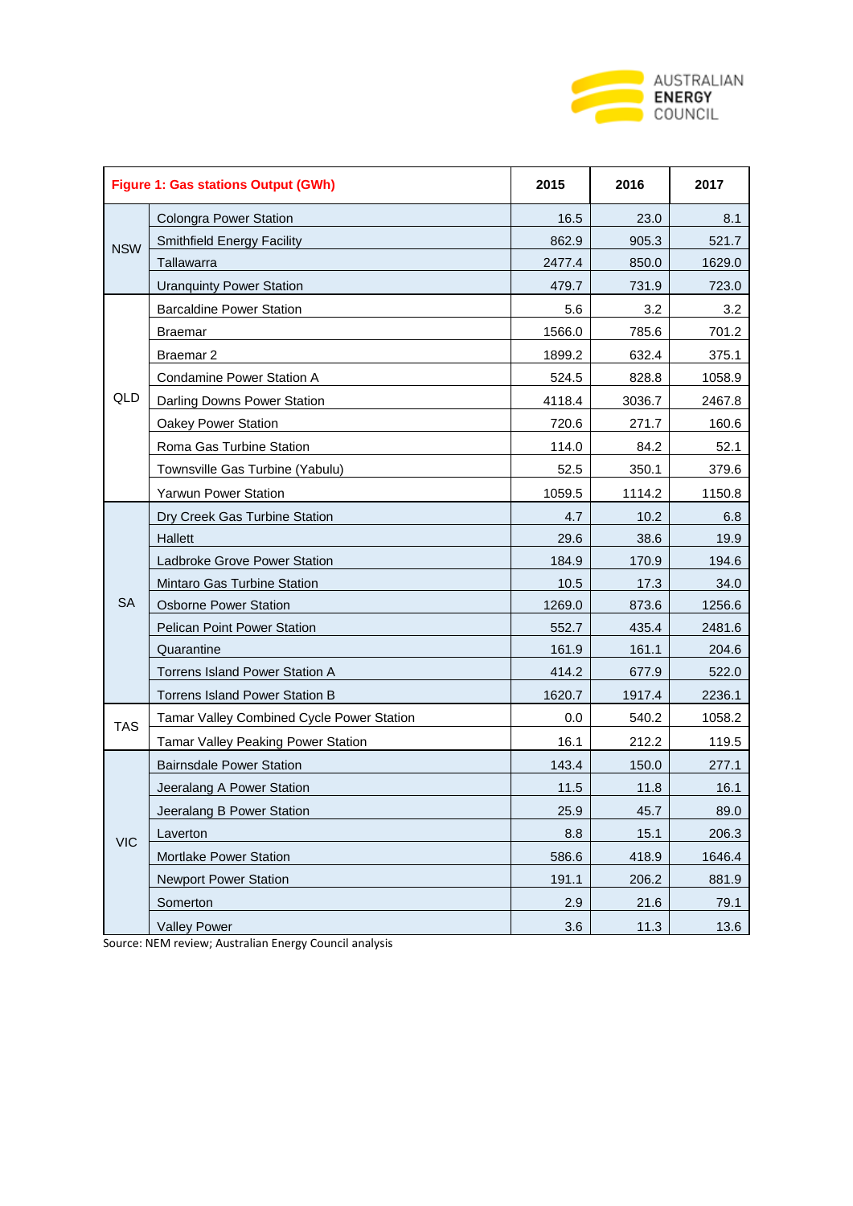| Figure 1: Gas stations Output (GWh) | | 2015 | 2016 | 2017 |
|---|---|---|---|---|
| NSW | Colongra Power Station | 16.5 | 23.0 | 8.1 |
| | Smithfield Energy Facility | 862.9 | 905.3 | 521.7 |
| | Tallawarra | 2477.4 | 850.0 | 1629.0 |
| | Uranquinty Power Station | 479.7 | 731.9 | 723.0 |
| QLD | Barcaldine Power Station | 5.6 | 3.2 | 3.2 |
| | Braemar | 1566.0 | 785.6 | 701.2 |
| | Braemar 2 | 1899.2 | 632.4 | 375.1 |
| | Condamine Power Station A | 524.5 | 828.8 | 1058.9 |
| | Darling Downs Power Station | 4118.4 | 3036.7 | 2467.8 |
| | Oakey Power Station | 720.6 | 271.7 | 160.6 |
| | Roma Gas Turbine Station | 114.0 | 84.2 | 52.1 |
| | Townsville Gas Turbine (Yabulu) | 52.5 | 350.1 | 379.6 |
| | Yarwun Power Station | 1059.5 | 1114.2 | 1150.8 |
| SA | Dry Creek Gas Turbine Station | 4.7 | 10.2 | 6.8 |
| | Hallett | 29.6 | 38.6 | 19.9 |
| | Ladbroke Grove Power Station | 184.9 | 170.9 | 194.6 |
| | Mintaro Gas Turbine Station | 10.5 | 17.3 | 34.0 |
| | Osborne Power Station | 1269.0 | 873.6 | 1256.6 |
| | Pelican Point Power Station | 552.7 | 435.4 | 2481.6 |
| | Quarantine | 161.9 | 161.1 | 204.6 |
| | Torrens Island Power Station A | 414.2 | 677.9 | 522.0 |
| | Torrens Island Power Station B | 1620.7 | 1917.4 | 2236.1 |
| TAS | Tamar Valley Combined Cycle Power Station | 0.0 | 540.2 | 1058.2 |
| | Tamar Valley Peaking Power Station | 16.1 | 212.2 | 119.5 |
| VIC | Bairnsdale Power Station | 143.4 | 150.0 | 277.1 |
| | Jeeralang A Power Station | 11.5 | 11.8 | 16.1 |
| | Jeeralang B Power Station | 25.9 | 45.7 | 89.0 |
| | Laverton | 8.8 | 15.1 | 206.3 |
| | Mortlake Power Station | 586.6 | 418.9 | 1646.4 |
| | Newport Power Station | 191.1 | 206.2 | 881.9 |
| | Somerton | 2.9 | 21.6 | 79.1 |
| | Valley Power | 3.6 | 11.3 | 13.6 |

Source: NEM review; Australian Energy Council analysis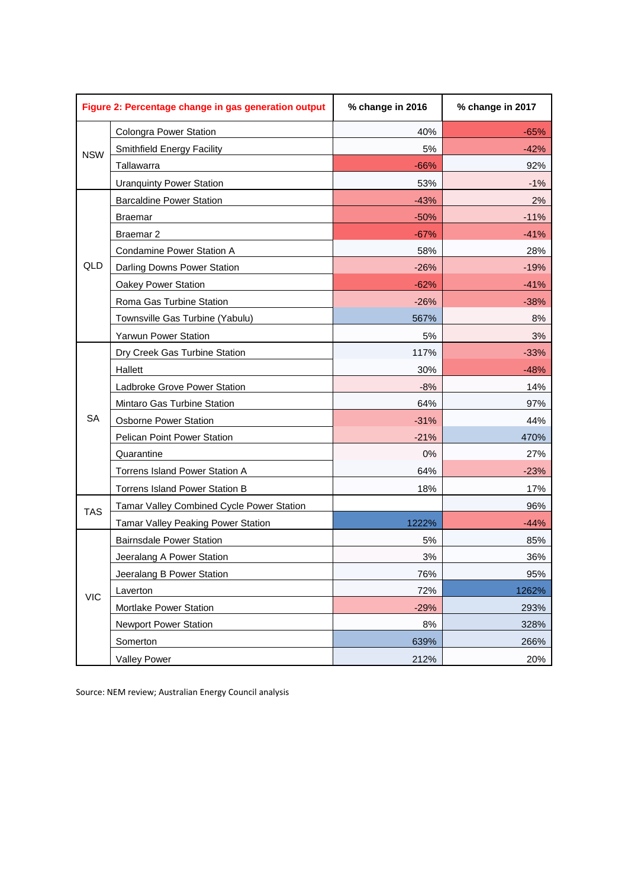| Figure 2: Percentage change in gas generation output | | % change in 2016 | % change in 2017 |
|---|---|---|---|
| NSW | Colongra Power Station | 40% | -65% |
| | Smithfield Energy Facility | 5% | -42% |
| | Tallawarra | -66% | 92% |
| | Uranquinty Power Station | 53% | -1% |
| QLD | Barcaldine Power Station | -43% | 2% |
| | Braemar | -50% | -11% |
| | Braemar 2 | -67% | -41% |
| | Condamine Power Station A | 58% | 28% |
| | Darling Downs Power Station | -26% | -19% |
| | Oakey Power Station | -62% | -41% |
| | Roma Gas Turbine Station | -26% | -38% |
| | Townsville Gas Turbine (Yabulu) | 567% | 8% |
| | Yarwun Power Station | 5% | 3% |
| SA | Dry Creek Gas Turbine Station | 117% | -33% |
| | Hallett | 30% | -48% |
| | Ladbroke Grove Power Station | -8% | 14% |
| | Mintaro Gas Turbine Station | 64% | 97% |
| | Osborne Power Station | -31% | 44% |
| | Pelican Point Power Station | -21% | 470% |
| | Quarantine | 0% | 27% |
| | Torrens Island Power Station A | 64% | -23% |
| | Torrens Island Power Station B | 18% | 17% |
| TAS | Tamar Valley Combined Cycle Power Station | | 96% |
| | Tamar Valley Peaking Power Station | 1222% | -44% |
| VIC | Bairnsdale Power Station | 5% | 85% |
| | Jeeralang A Power Station | 3% | 36% |
| | Jeeralang B Power Station | 76% | 95% |
| | Laverton | 72% | 1262% |
| | Mortlake Power Station | -29% | 293% |
| | Newport Power Station | 8% | 328% |
| | Somerton | 639% | 266% |
| | Valley Power | 212% | 20% |

Source: NEM review; Australian Energy Council analysis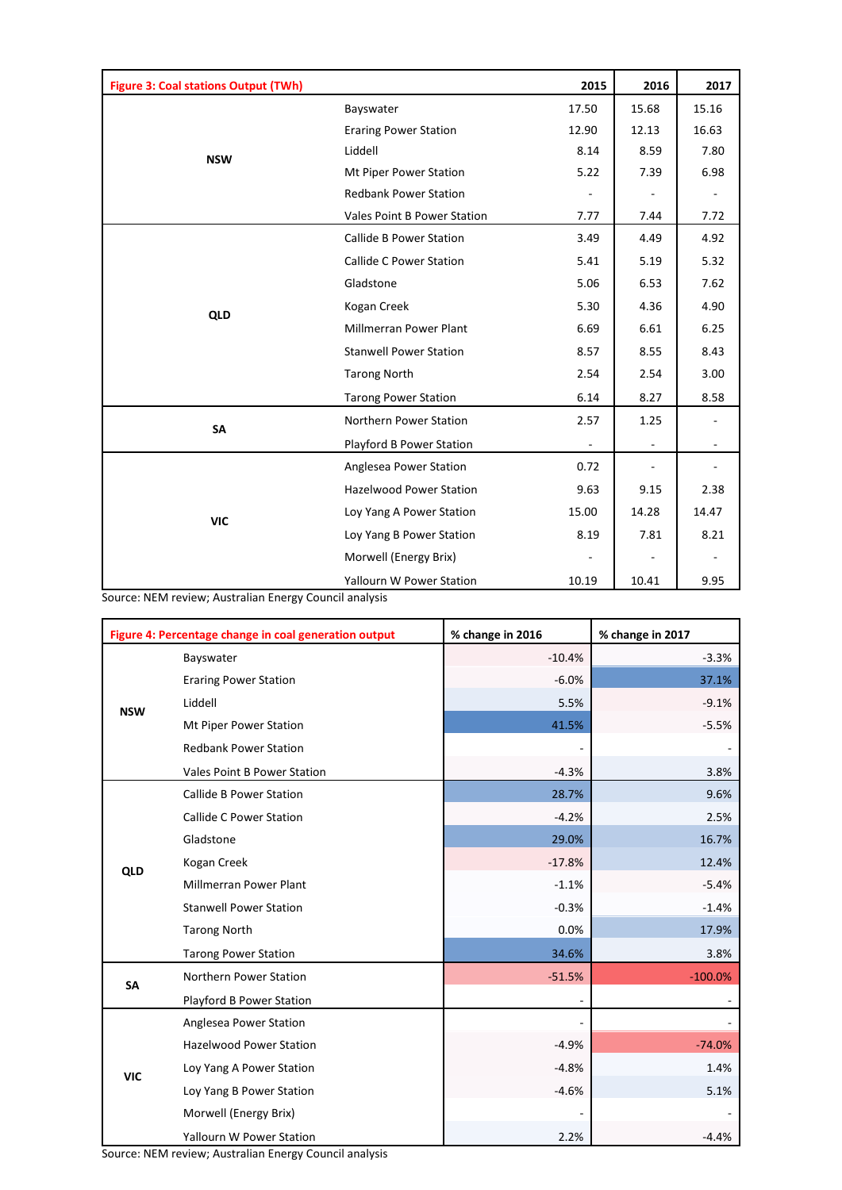| Figure 3: Coal stations Output (TWh) | | 2015 | 2016 | 2017 |
|---|---|---|---|---|
| NSW | Bayswater | 17.50 | 15.68 | 15.16 |
| | Eraring Power Station | 12.90 | 12.13 | 16.63 |
| | Liddell | 8.14 | 8.59 | 7.80 |
| | Mt Piper Power Station | 5.22 | 7.39 | 6.98 |
| | Redbank Power Station | - | - | - |
| | Vales Point B Power Station | 7.77 | 7.44 | 7.72 |
| QLD | Callide B Power Station | 3.49 | 4.49 | 4.92 |
| | Callide C Power Station | 5.41 | 5.19 | 5.32 |
| | Gladstone | 5.06 | 6.53 | 7.62 |
| | Kogan Creek | 5.30 | 4.36 | 4.90 |
| | Millmerran Power Plant | 6.69 | 6.61 | 6.25 |
| | Stanwell Power Station | 8.57 | 8.55 | 8.43 |
| | Tarong North | 2.54 | 2.54 | 3.00 |
| | Tarong Power Station | 6.14 | 8.27 | 8.58 |
| SA | Northern Power Station | 2.57 | 1.25 | - |
| | Playford B Power Station | - | - | - |
| VIC | Anglesea Power Station | 0.72 | - | - |
| | Hazelwood Power Station | 9.63 | 9.15 | 2.38 |
| | Loy Yang A Power Station | 15.00 | 14.28 | 14.47 |
| | Loy Yang B Power Station | 8.19 | 7.81 | 8.21 |
| | Morwell (Energy Brix) | - | - | - |
| | Yallourn W Power Station | 10.19 | 10.41 | 9.95 |

Source: NEM review; Australian Energy Council analysis

| Figure 4: Percentage change in coal generation output | | % change in 2016 | % change in 2017 |
|---|---|---|---|
| NSW | Bayswater | -10.4% | -3.3% |
| | Eraring Power Station | -6.0% | 37.1% |
| | Liddell | 5.5% | -9.1% |
| | Mt Piper Power Station | 41.5% | -5.5% |
| | Redbank Power Station | - | - |
| | Vales Point B Power Station | -4.3% | 3.8% |
| QLD | Callide B Power Station | 28.7% | 9.6% |
| | Callide C Power Station | -4.2% | 2.5% |
| | Gladstone | 29.0% | 16.7% |
| | Kogan Creek | -17.8% | 12.4% |
| | Millmerran Power Plant | -1.1% | -5.4% |
| | Stanwell Power Station | -0.3% | -1.4% |
| | Tarong North | 0.0% | 17.9% |
| | Tarong Power Station | 34.6% | 3.8% |
| SA | Northern Power Station | -51.5% | -100.0% |
| | Playford B Power Station | - | - |
| VIC | Anglesea Power Station | - | - |
| | Hazelwood Power Station | -4.9% | -74.0% |
| | Loy Yang A Power Station | -4.8% | 1.4% |
| | Loy Yang B Power Station | -4.6% | 5.1% |
| | Morwell (Energy Brix) | - | - |
| | Yallourn W Power Station | 2.2% | -4.4% |

Source: NEM review; Australian Energy Council analysis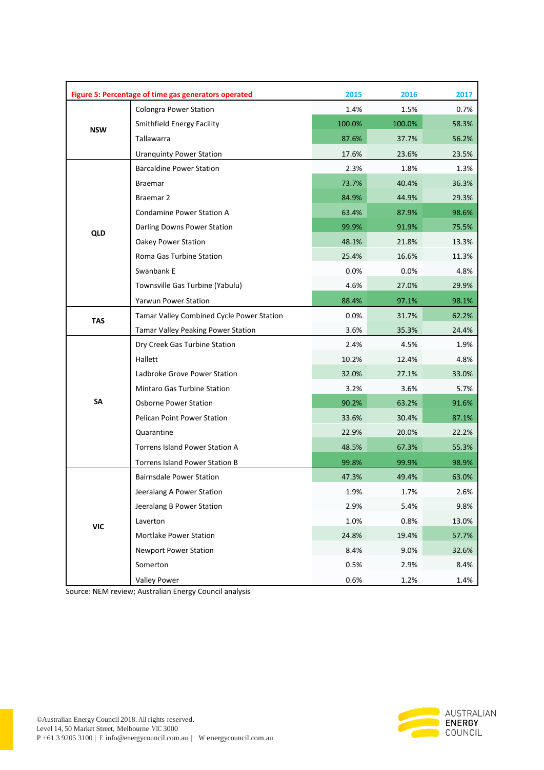| Figure 5: Percentage of time gas generators operated | | 2015 | 2016 | 2017 |
|---|---|---|---|---|
| NSW | Colongra Power Station | 1.4% | 1.5% | 0.7% |
| | Smithfield Energy Facility | 100.0% | 100.0% | 58.3% |
| | Tallawarra | 87.6% | 37.7% | 56.2% |
| | Uranquinty Power Station | 17.6% | 23.6% | 23.5% |
| QLD | Barcaldine Power Station | 2.3% | 1.8% | 1.3% |
| | Braemar | 73.7% | 40.4% | 36.3% |
| | Braemar 2 | 84.9% | 44.9% | 29.3% |
| | Condamine Power Station A | 63.4% | 87.9% | 98.6% |
| | Darling Downs Power Station | 99.9% | 91.9% | 75.5% |
| | Oakey Power Station | 48.1% | 21.8% | 13.3% |
| | Roma Gas Turbine Station | 25.4% | 16.6% | 11.3% |
| | Swanbank E | 0.0% | 0.0% | 4.8% |
| | Townsville Gas Turbine (Yabulu) | 4.6% | 27.0% | 29.9% |
| | Yarwun Power Station | 88.4% | 97.1% | 98.1% |
| TAS | Tamar Valley Combined Cycle Power Station | 0.0% | 31.7% | 62.2% |
| | Tamar Valley Peaking Power Station | 3.6% | 35.3% | 24.4% |
| SA | Dry Creek Gas Turbine Station | 2.4% | 4.5% | 1.9% |
| | Hallett | 10.2% | 12.4% | 4.8% |
| | Ladbroke Grove Power Station | 32.0% | 27.1% | 33.0% |
| | Mintaro Gas Turbine Station | 3.2% | 3.6% | 5.7% |
| | Osborne Power Station | 90.2% | 63.2% | 91.6% |
| | Pelican Point Power Station | 33.6% | 30.4% | 87.1% |
| | Quarantine | 22.9% | 20.0% | 22.2% |
| | Torrens Island Power Station A | 48.5% | 67.3% | 55.3% |
| | Torrens Island Power Station B | 99.8% | 99.9% | 98.9% |
| VIC | Bairnsdale Power Station | 47.3% | 49.4% | 63.0% |
| | Jeeralang A Power Station | 1.9% | 1.7% | 2.6% |
| | Jeeralang B Power Station | 2.9% | 5.4% | 9.8% |
| | Laverton | 1.0% | 0.8% | 13.0% |
| | Mortlake Power Station | 24.8% | 19.4% | 57.7% |
| | Newport Power Station | 8.4% | 9.0% | 32.6% |
| | Somerton | 0.5% | 2.9% | 8.4% |
| | Valley Power | 0.6% | 1.2% | 1.4% |

Source: NEM review; Australian Energy Council analysis

©Australian Energy Council 2018. All rights reserved.
Level 14, 50 Market Street, Melbourne VIC 3000
P +61 3 9205 3100 | E info@energycouncil.com.au | W energycouncil.com.au

AUSTRALIAN ENERGY COUNCIL